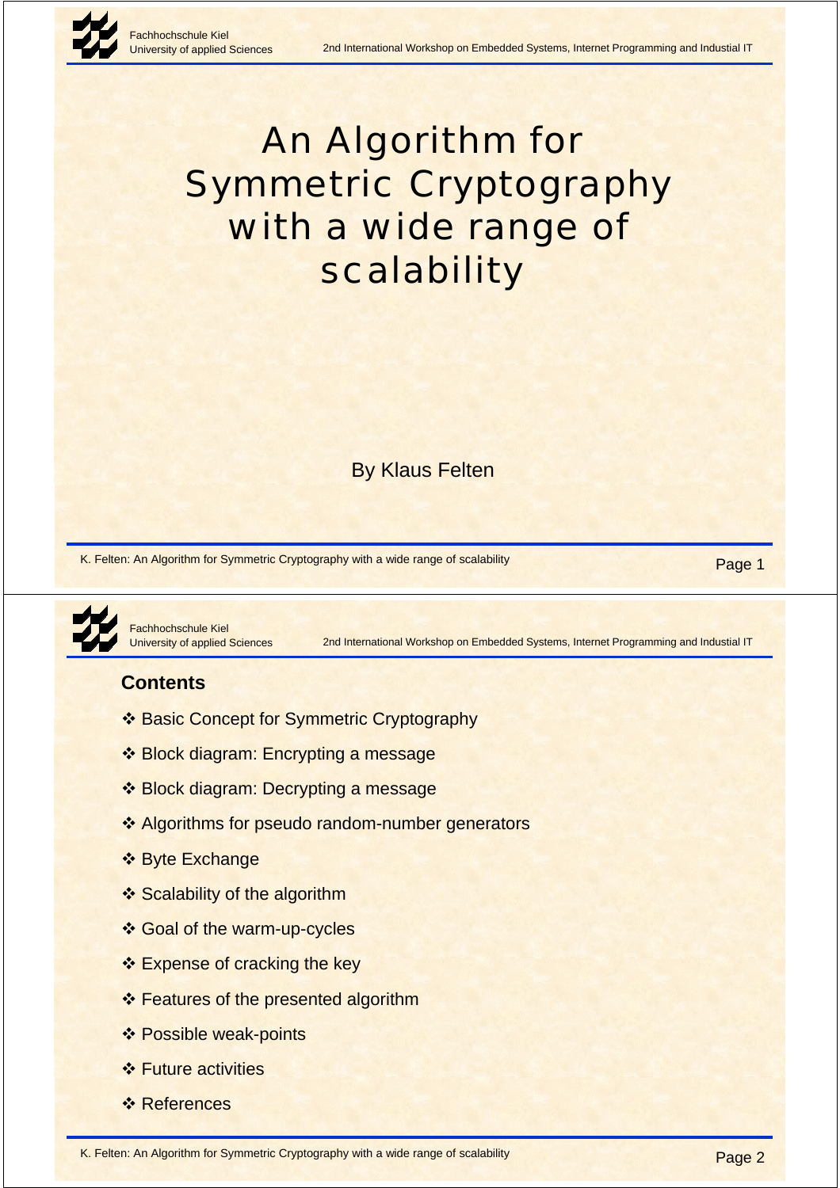# An Algorithm for Symmetric Cryptography with a wide range of scalability

By Klaus Felten

## Contents

- ❖ Basic Concept for Symmetric Cryptography
- ❖ Block diagram: Encrypting a message
- ❖ Block diagram: Decrypting a message
- ❖ Algorithms for pseudo random-number generators
- ❖ Byte Exchange
- ❖ Scalability of the algorithm
- ❖ Goal of the warm-up-cycles
- ❖ Expense of cracking the key
- ❖ Features of the presented algorithm
- ❖ Possible weak-points
- ❖ Future activities
- ❖ References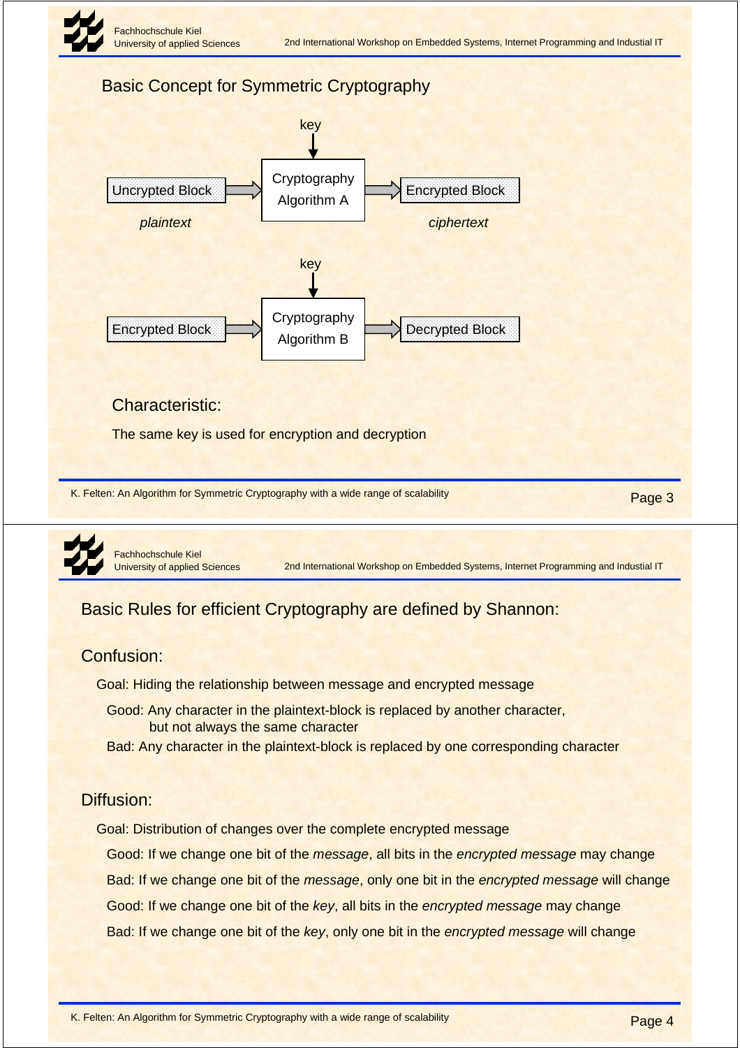## Basic Concept for Symmetric Cryptography

key

Uncrypted Block → Cryptography Algorithm A → Encrypted Block

*plaintext* *ciphertext*

key

Encrypted Block → Cryptography Algorithm B → Decrypted Block

### Characteristic:

The same key is used for encryption and decryption

## Basic Rules for efficient Cryptography are defined by Shannon:

### Confusion:

Goal: Hiding the relationship between message and encrypted message

Good: Any character in the plaintext-block is replaced by another character, but not always the same character

Bad: Any character in the plaintext-block is replaced by one corresponding character

### Diffusion:

Goal: Distribution of changes over the complete encrypted message

Good: If we change one bit of the *message*, all bits in the *encrypted message* may change

Bad: If we change one bit of the *message*, only one bit in the *encrypted message* will change

Good: If we change one bit of the *key*, all bits in the *encrypted message* may change

Bad: If we change one bit of the *key*, only one bit in the *encrypted message* will change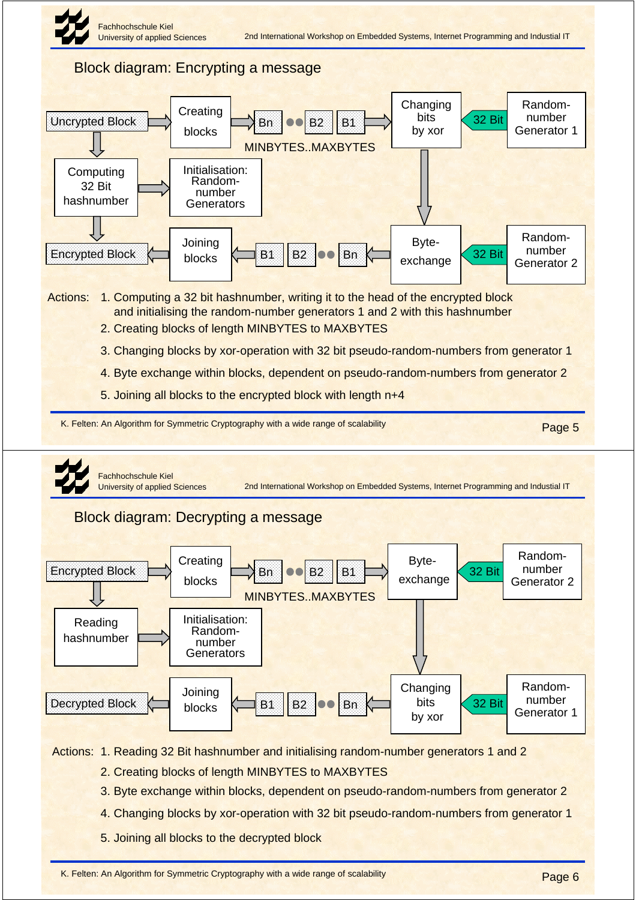## Block diagram: Encrypting a message

Uncrypted Block → Creating blocks → Bn ●● B2 B1 (MINBYTES..MAXBYTES) → Changing bits by xor ← 32 Bit ← Random-number Generator 1

Uncrypted Block → Computing 32 Bit hashnumber → Initialisation: Random-number Generators

Computing 32 Bit hashnumber → Encrypted Block

Changing bits by xor → Byte-exchange ← 32 Bit ← Random-number Generator 2

Byte-exchange → Bn ●● B2 B1 → Joining blocks → Encrypted Block

Actions:

1. Computing a 32 bit hashnumber, writing it to the head of the encrypted block and initialising the random-number generators 1 and 2 with this hashnumber
2. Creating blocks of length MINBYTES to MAXBYTES
3. Changing blocks by xor-operation with 32 bit pseudo-random-numbers from generator 1
4. Byte exchange within blocks, dependent on pseudo-random-numbers from generator 2
5. Joining all blocks to the encrypted block with length n+4

## Block diagram: Decrypting a message

Encrypted Block → Creating blocks → Bn ●● B2 B1 (MINBYTES..MAXBYTES) → Byte-exchange ← 32 Bit ← Random-number Generator 2

Encrypted Block → Reading hashnumber → Initialisation: Random-number Generators

Byte-exchange → Changing bits by xor ← 32 Bit ← Random-number Generator 1

Changing bits by xor → Bn ●● B2 B1 → Joining blocks → Decrypted Block

Actions:

1. Reading 32 Bit hashnumber and initialising random-number generators 1 and 2
2. Creating blocks of length MINBYTES to MAXBYTES
3. Byte exchange within blocks, dependent on pseudo-random-numbers from generator 2
4. Changing blocks by xor-operation with 32 bit pseudo-random-numbers from generator 1
5. Joining all blocks to the decrypted block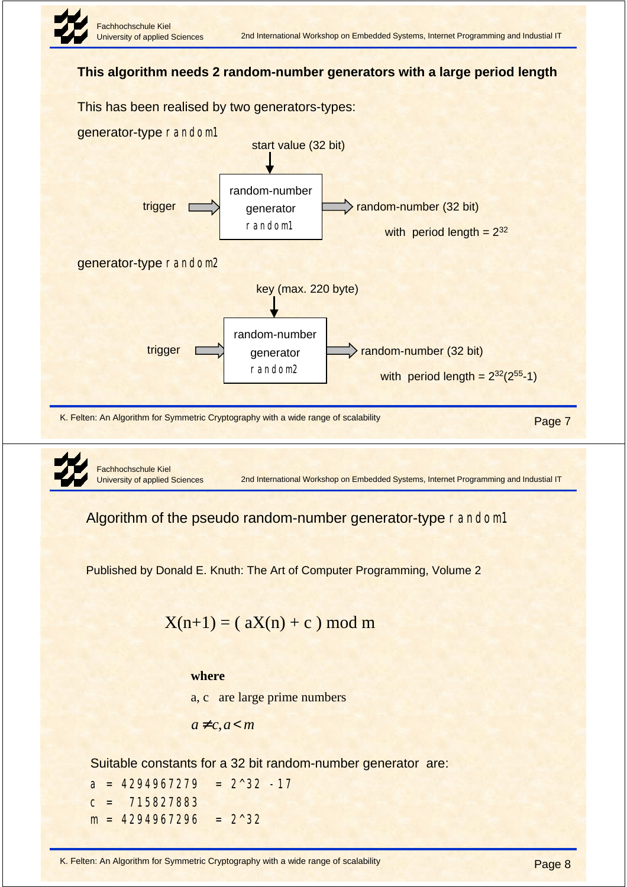## This algorithm needs 2 random-number generators with a large period length

This has been realised by two generators-types:

generator-type `random1`

start value (32 bit)

trigger → random-number generator `random1` → random-number (32 bit)

with period length = $2^{32}$

generator-type `random2`

key (max. 220 byte)

trigger → random-number generator `random2` → random-number (32 bit)

with period length = $2^{32}(2^{55}-1)$

K. Felten: An Algorithm for Symmetric Cryptography with a wide range of scalability

## Algorithm of the pseudo random-number generator-type `random1`

Published by Donald E. Knuth: The Art of Computer Programming, Volume 2

$$X(n+1) = ( aX(n) + c ) \bmod m$$

**where**

a, c are large prime numbers

$a \neq c, a < m$

Suitable constants for a 32 bit random-number generator are:

```
a = 4294967279  = 2^32 -17
c =  715827883
m = 4294967296  = 2^32
```

K. Felten: An Algorithm for Symmetric Cryptography with a wide range of scalability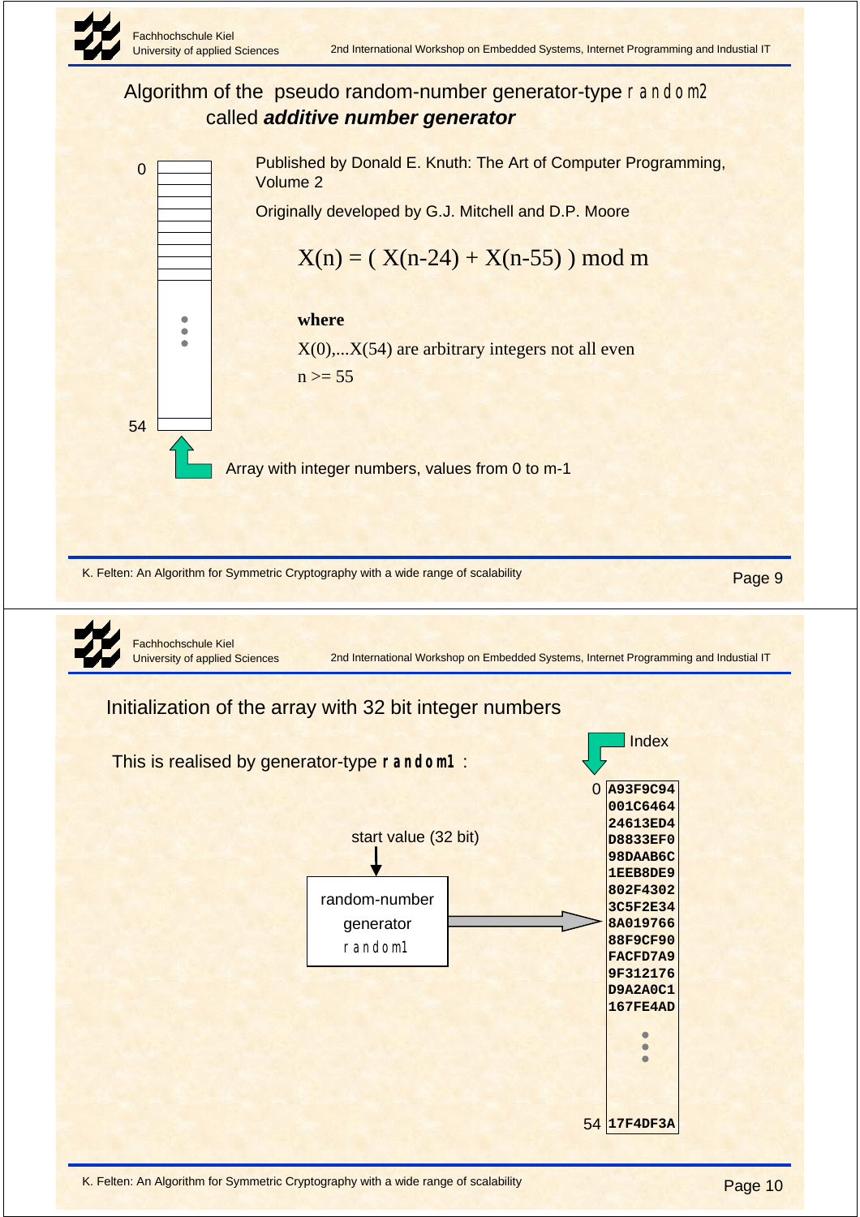## Algorithm of the pseudo random-number generator-type `random2` called ***additive number generator***

Published by Donald E. Knuth: The Art of Computer Programming, Volume 2

Originally developed by G.J. Mitchell and D.P. Moore

$$X(n) = ( X(n-24) + X(n-55) ) \bmod m$$

**where**

$X(0),...X(54)$ are arbitrary integers not all even

$n >= 55$

0

54

Array with integer numbers, values from 0 to m-1

## Initialization of the array with 32 bit integer numbers

This is realised by generator-type **`random1`** :

start value (32 bit)

random-number generator `random1`

Index

| Index | Value |
|---|---|
| 0 | A93F9C94 |
| | 001C6464 |
| | 24613ED4 |
| | D8833EF0 |
| | 98DAAB6C |
| | 1EEB8DE9 |
| | 802F4302 |
| | 3C5F2E34 |
| | 8A019766 |
| | 88F9CF90 |
| | FACFD7A9 |
| | 9F312176 |
| | D9A2A0C1 |
| | 167FE4AD |
| | ⋮ |
| 54 | 17F4DF3A |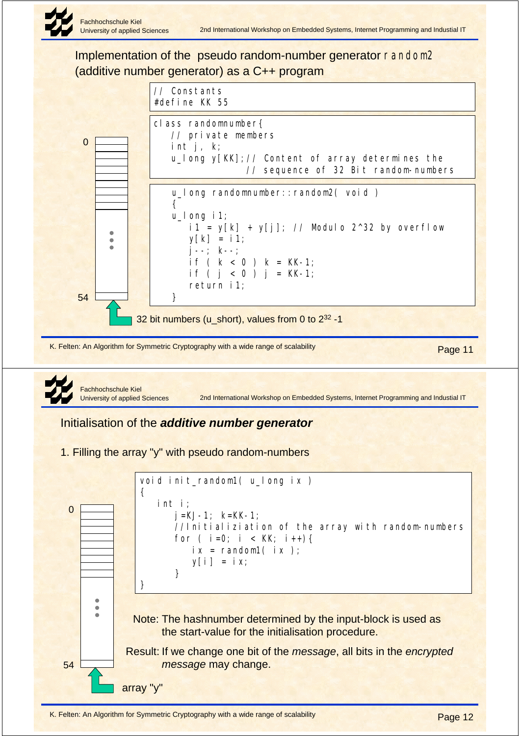## Implementation of the pseudo random-number generator `random2` (additive number generator) as a C++ program

```
// Constants
#define KK 55
```

```
class randomnumber{
   // private members
   int j, k;
   u_long y[KK];// Content of array determines the
               // sequence of 32 Bit random-numbers
```

```
   u_long randomnumber::random2( void )
   {
   u_long i1;
      i1 = y[k] + y[j]; // Modulo 2^32 by overflow
      y[k] = i1;
      j--; k--;
      if ( k < 0 ) k = KK-1;
      if ( j < 0 ) j = KK-1;
      return i1;
   }
```

0

54

32 bit numbers (u_short), values from 0 to $2^{32}$ -1

## Initialisation of the *additive number generator*

1. Filling the array "y" with pseudo random-numbers

```
void init_random1( u_long ix )
{
   int i;
      j=KJ-1; k=KK-1;
      //Initializiation of the array with random-numbers
      for ( i=0; i < KK; i++){
         ix = random1( ix );
         y[i] = ix;
      }
}
```

0

54

array "y"

Note: The hashnumber determined by the input-block is used as the start-value for the initialisation procedure.

Result: If we change one bit of the *message*, all bits in the *encrypted message* may change.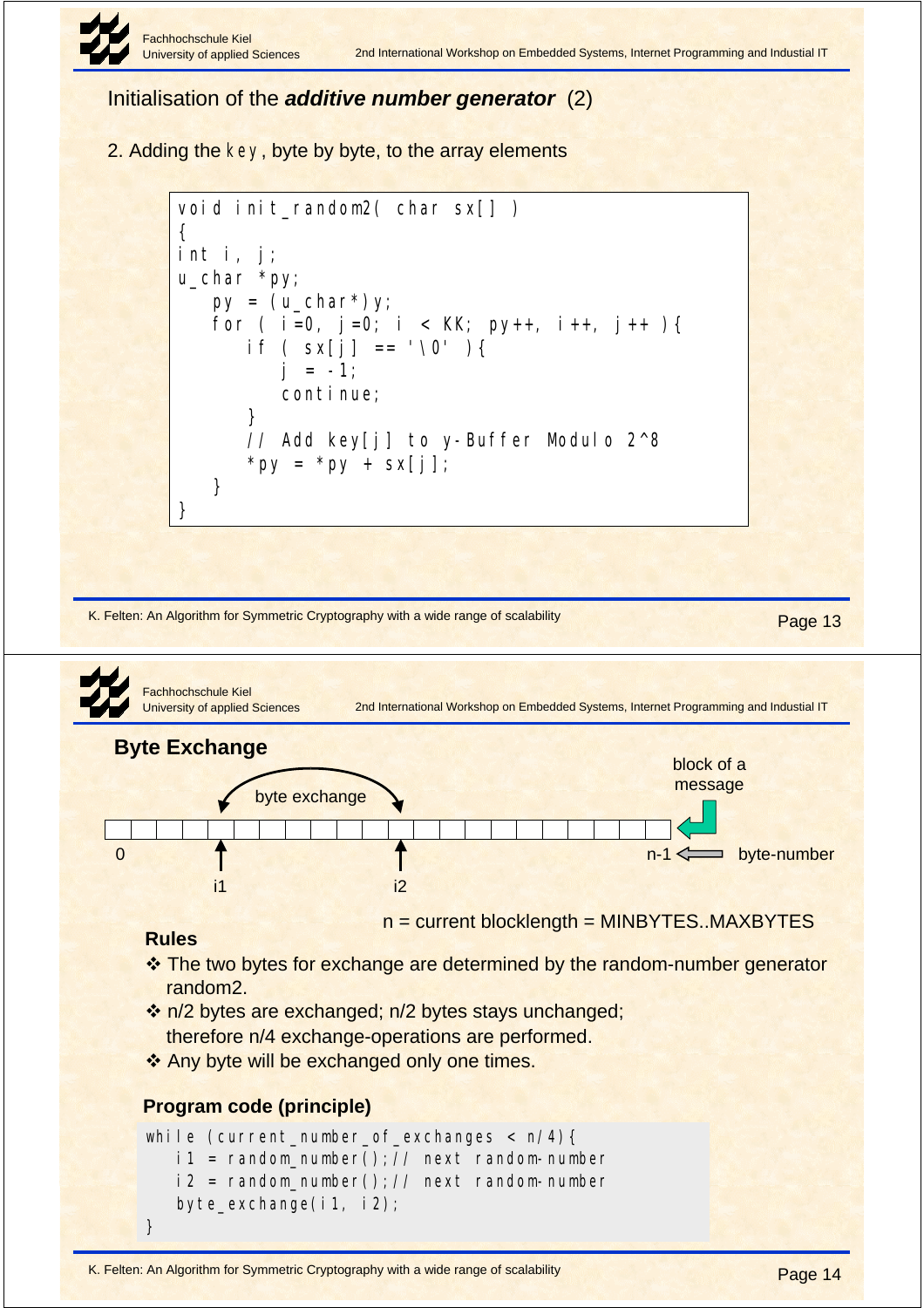## Initialisation of the ***additive number generator*** (2)

2. Adding the `key`, byte by byte, to the array elements

```
void init_random2( char sx[] )
{
int i, j;
u_char *py;
   py = (u_char*)y;
   for ( i=0, j=0; i < KK; py++, i++, j++ ){
      if ( sx[j] == '\0' ){
         j = -1;
         continue;
      }
      // Add key[j] to y-Buffer Modulo 2^8
      *py = *py + sx[j];
   }
}
```

## Byte Exchange

byte exchange

block of a message

0 — i1 — i2 — n-1 ⇐ byte-number

n = current blocklength = MINBYTES..MAXBYTES

### Rules

- The two bytes for exchange are determined by the random-number generator random2.
- n/2 bytes are exchanged; n/2 bytes stays unchanged; therefore n/4 exchange-operations are performed.
- Any byte will be exchanged only one times.

### Program code (principle)

```
while (current_number_of_exchanges < n/4){
   i1 = random_number();// next random-number
   i2 = random_number();// next random-number
   byte_exchange(i1, i2);
}
```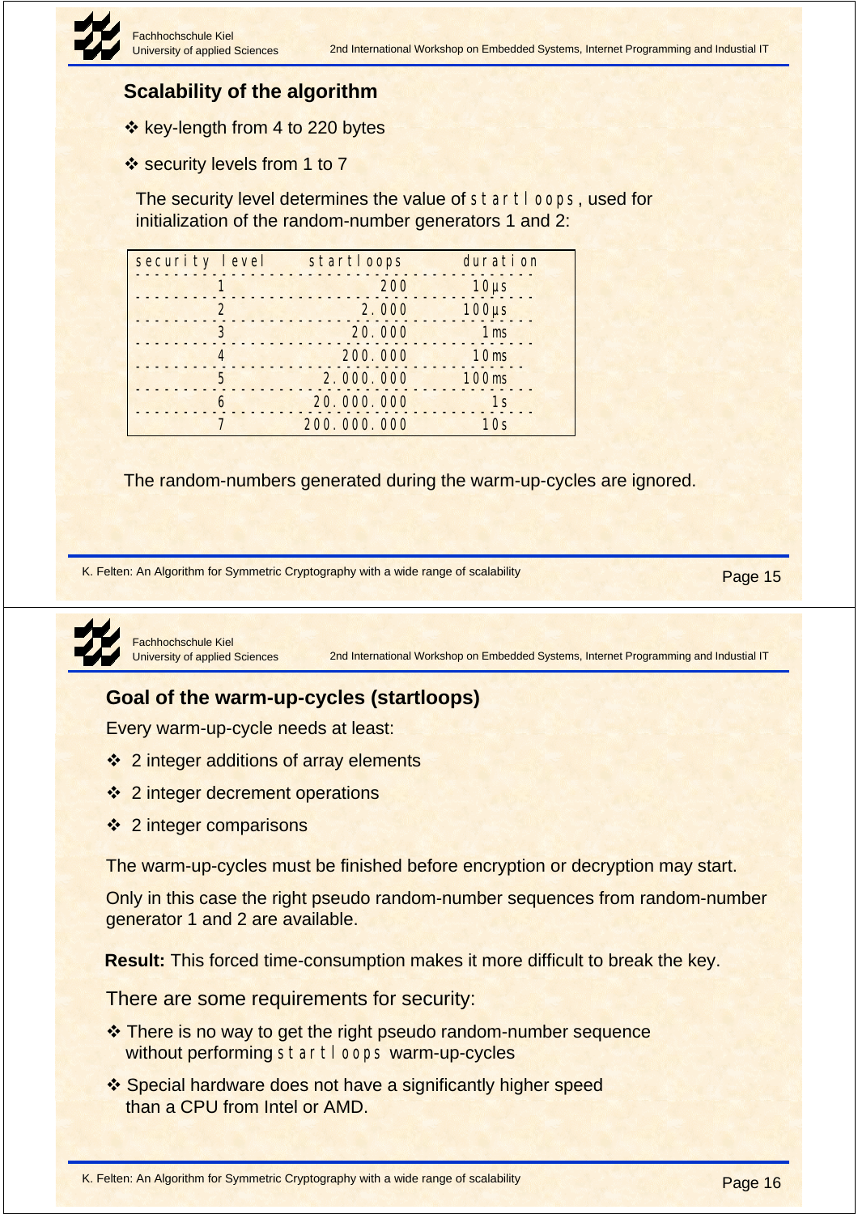## Scalability of the algorithm

- key-length from 4 to 220 bytes
- security levels from 1 to 7

The security level determines the value of `startloops`, used for initialization of the random-number generators 1 and 2:

| security level | startloops | duration |
|---|---|---|
| 1 | 200 | 10µs |
| 2 | 2.000 | 100µs |
| 3 | 20.000 | 1ms |
| 4 | 200.000 | 10ms |
| 5 | 2.000.000 | 100ms |
| 6 | 20.000.000 | 1s |
| 7 | 200.000.000 | 10s |

The random-numbers generated during the warm-up-cycles are ignored.

## Goal of the warm-up-cycles (startloops)

Every warm-up-cycle needs at least:

- 2 integer additions of array elements
- 2 integer decrement operations
- 2 integer comparisons

The warm-up-cycles must be finished before encryption or decryption may start.

Only in this case the right pseudo random-number sequences from random-number generator 1 and 2 are available.

**Result:** This forced time-consumption makes it more difficult to break the key.

There are some requirements for security:

- There is no way to get the right pseudo random-number sequence without performing `startloops` warm-up-cycles
- Special hardware does not have a significantly higher speed than a CPU from Intel or AMD.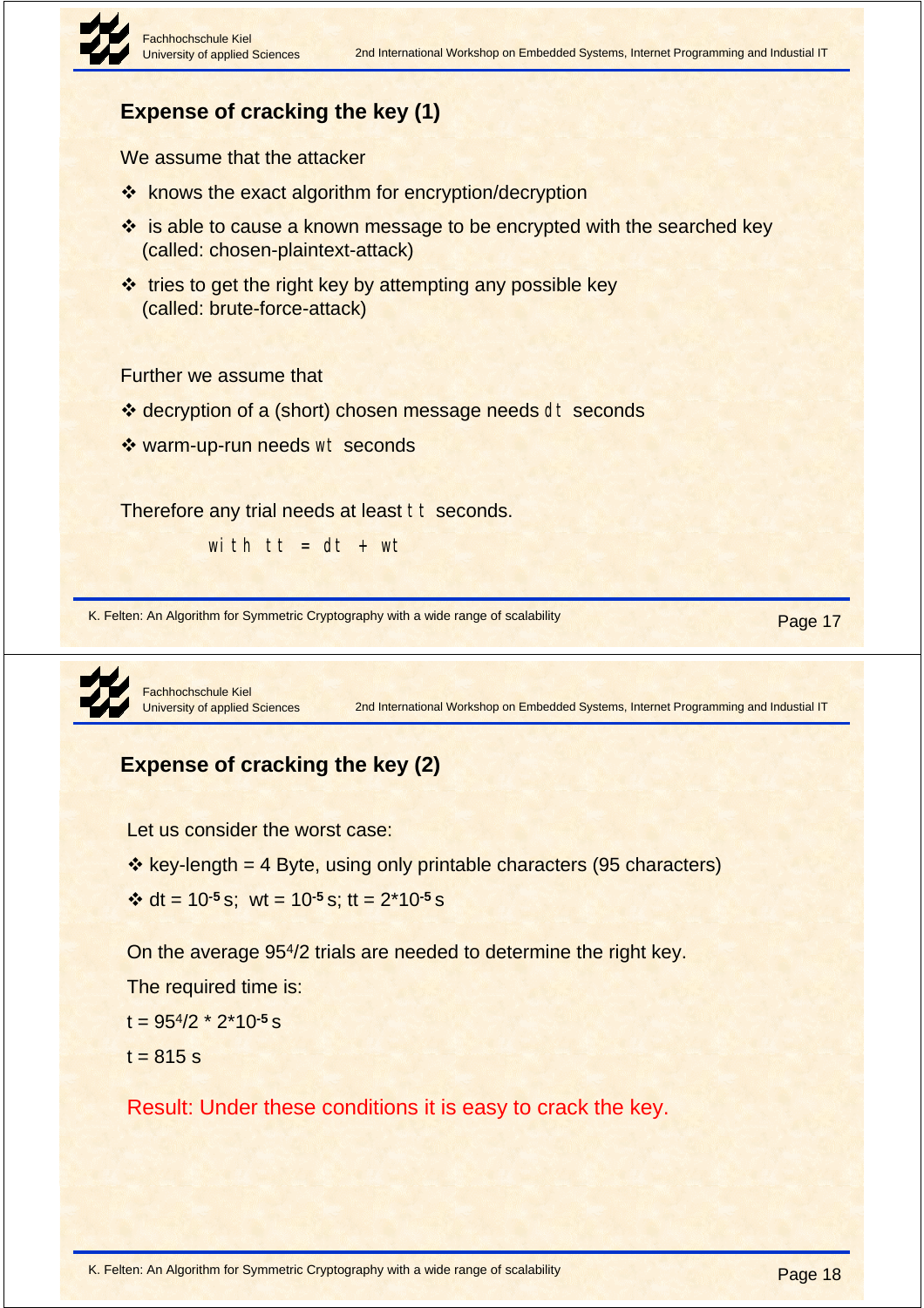## Expense of cracking the key (1)

We assume that the attacker

- knows the exact algorithm for encryption/decryption
- is able to cause a known message to be encrypted with the searched key (called: chosen-plaintext-attack)
- tries to get the right key by attempting any possible key (called: brute-force-attack)

Further we assume that

- decryption of a (short) chosen message needs $dt$ seconds
- warm-up-run needs $wt$ seconds

Therefore any trial needs at least $tt$ seconds.

with $tt = dt + wt$

## Expense of cracking the key (2)

Let us consider the worst case:

- key-length = 4 Byte, using only printable characters (95 characters)
- $dt = 10^{-5}$ s; $wt = 10^{-5}$ s; $tt = 2*10^{-5}$ s

On the average $95^4/2$ trials are needed to determine the right key.

The required time is:

$t = 95^4/2 * 2*10^{-5}$ s

$t = 815$ s

Result: Under these conditions it is easy to crack the key.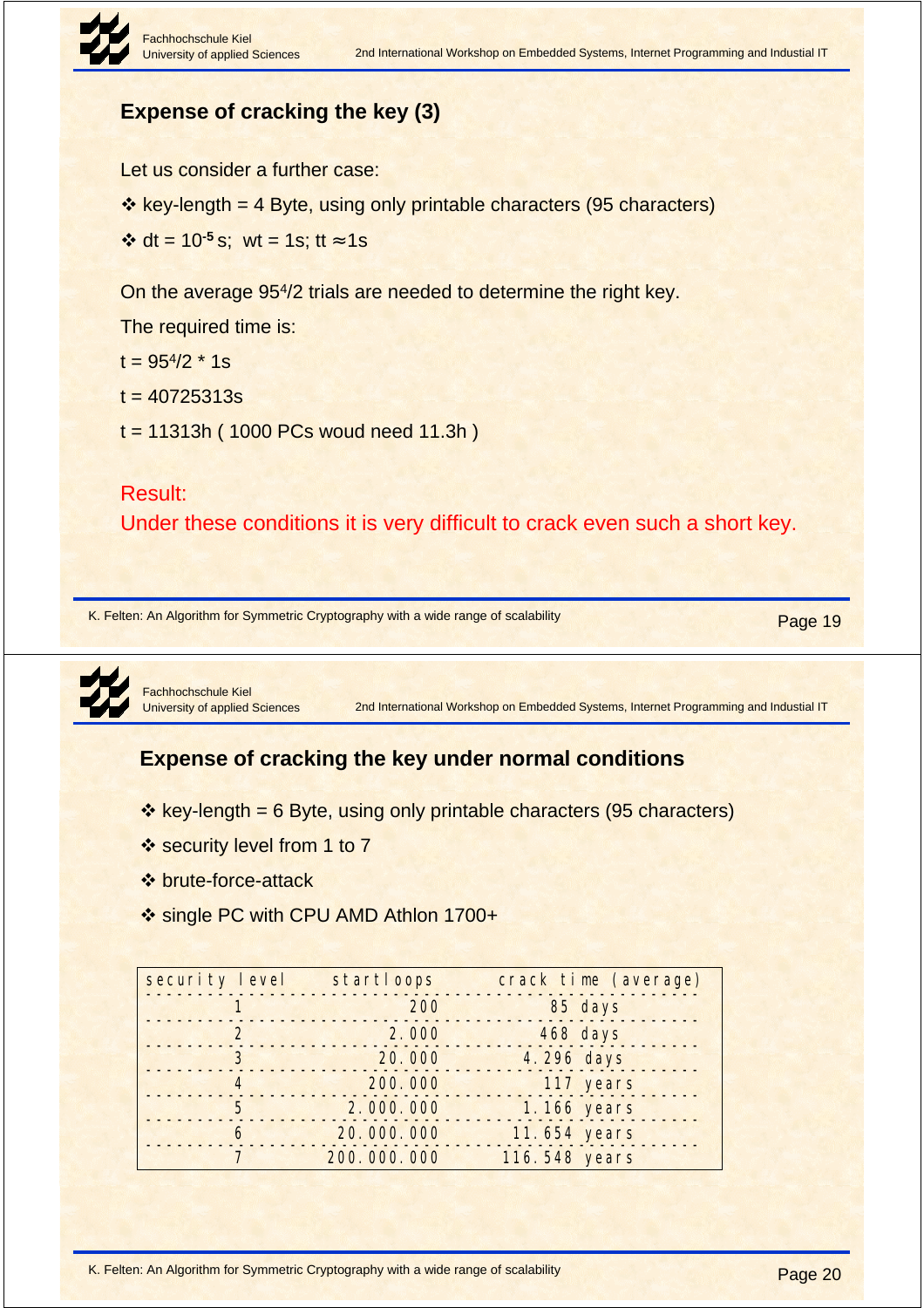## Expense of cracking the key (3)

Let us consider a further case:

- key-length = 4 Byte, using only printable characters (95 characters)
- $dt = 10^{-5}$ s; wt = 1s; tt ≈1s

On the average $95^4/2$ trials are needed to determine the right key.

The required time is:

$t = 95^4/2 * 1s$

t = 40725313s

t = 11313h ( 1000 PCs woud need 11.3h )

Result:

Under these conditions it is very difficult to crack even such a short key.

## Expense of cracking the key under normal conditions

- key-length = 6 Byte, using only printable characters (95 characters)
- security level from 1 to 7
- brute-force-attack
- single PC with CPU AMD Athlon 1700+

| security level | startloops | crack time (average) |
|---|---|---|
| 1 | 200 | 85 days |
| 2 | 2.000 | 468 days |
| 3 | 20.000 | 4.296 days |
| 4 | 200.000 | 117 years |
| 5 | 2.000.000 | 1.166 years |
| 6 | 20.000.000 | 11.654 years |
| 7 | 200.000.000 | 116.548 years |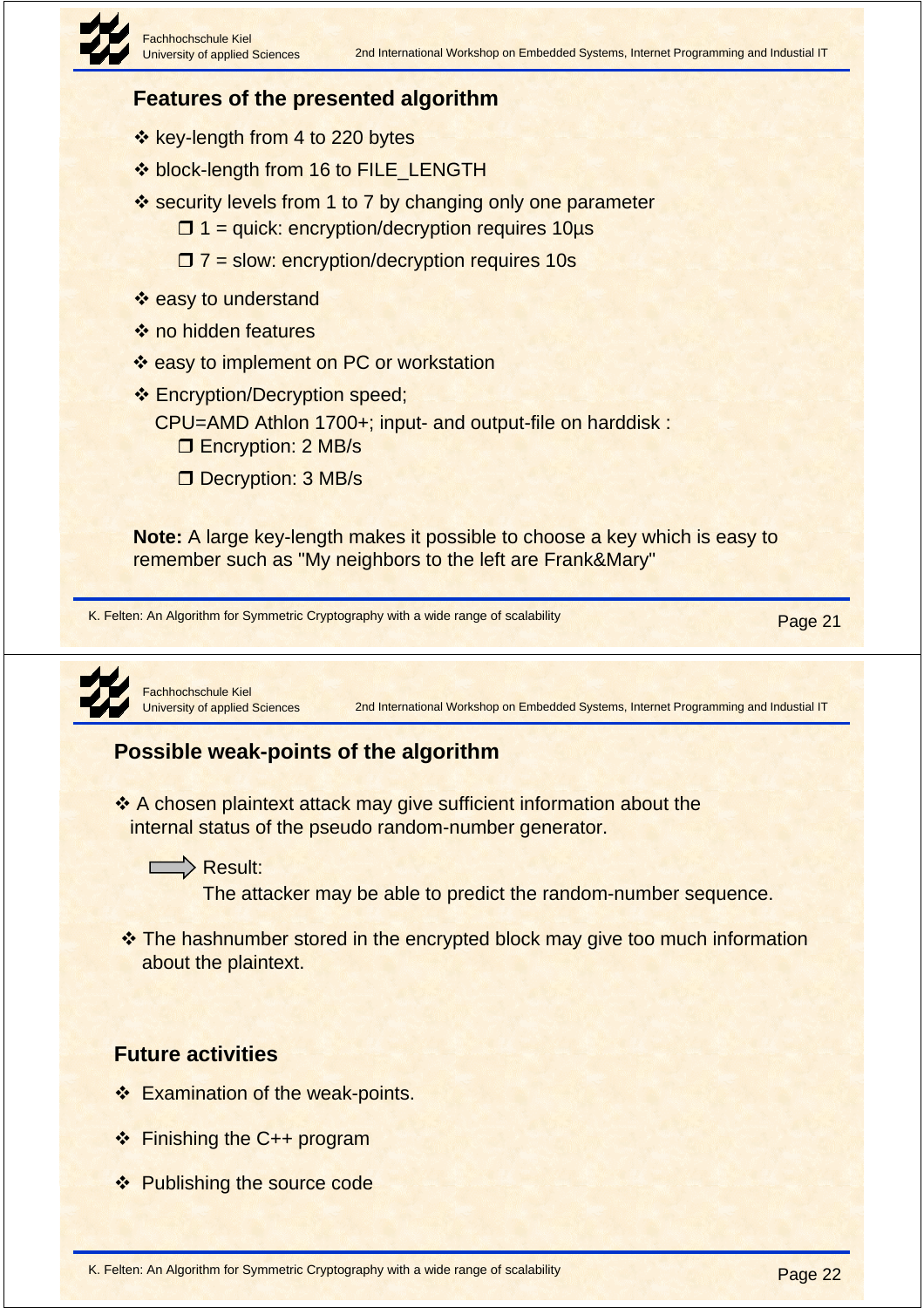## Features of the presented algorithm

- key-length from 4 to 220 bytes
- block-length from 16 to FILE_LENGTH
- security levels from 1 to 7 by changing only one parameter
  - 1 = quick: encryption/decryption requires 10µs
  - 7 = slow: encryption/decryption requires 10s
- easy to understand
- no hidden features
- easy to implement on PC or workstation
- Encryption/Decryption speed;
  CPU=AMD Athlon 1700+; input- and output-file on harddisk :
  - Encryption: 2 MB/s
  - Decryption: 3 MB/s

**Note:** A large key-length makes it possible to choose a key which is easy to remember such as "My neighbors to the left are Frank&Mary"

## Possible weak-points of the algorithm

- A chosen plaintext attack may give sufficient information about the internal status of the pseudo random-number generator.

  ⇨ Result:
  The attacker may be able to predict the random-number sequence.

- The hashnumber stored in the encrypted block may give too much information about the plaintext.

## Future activities

- Examination of the weak-points.
- Finishing the C++ program
- Publishing the source code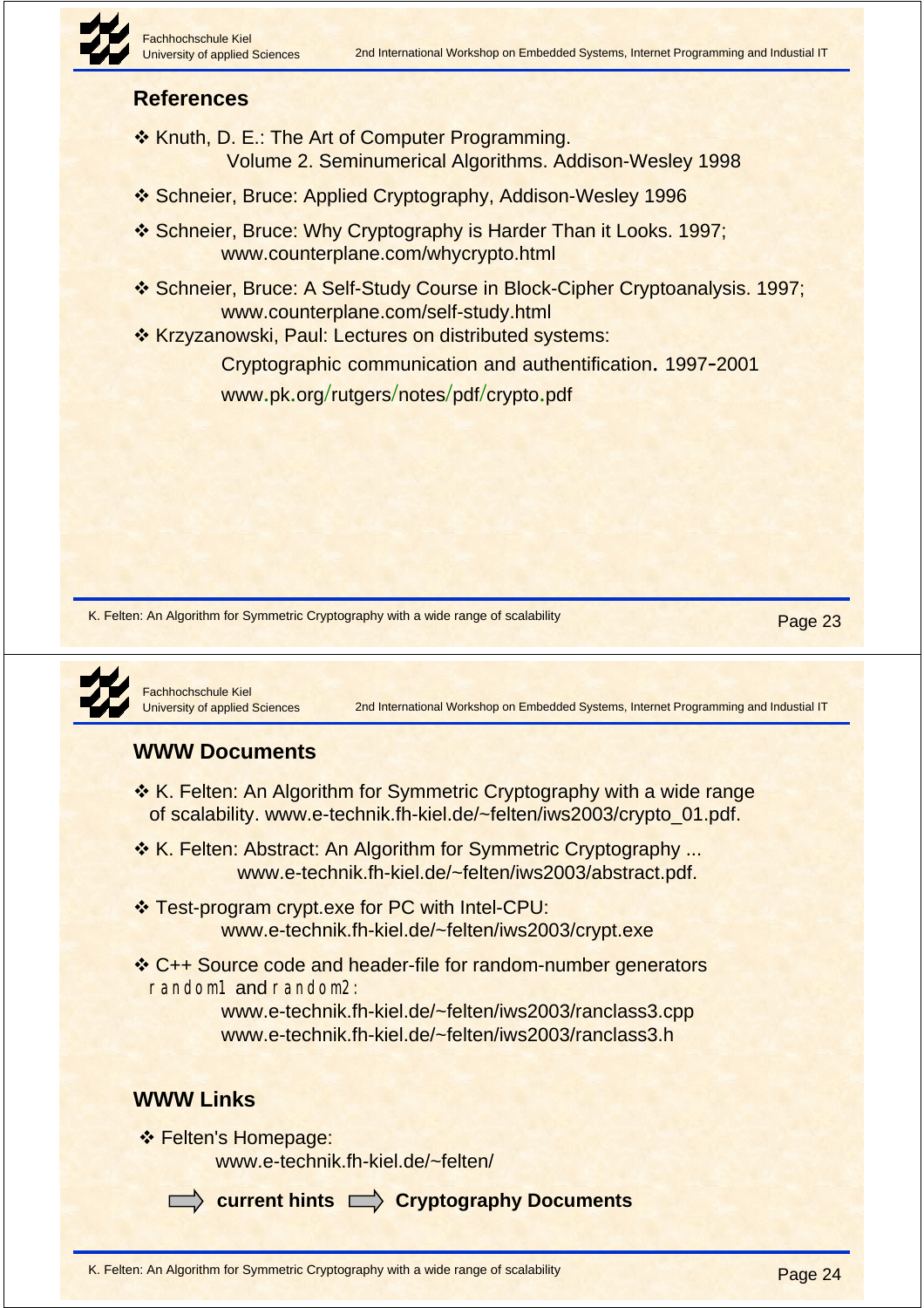## References

- Knuth, D. E.: The Art of Computer Programming.
  Volume 2. Seminumerical Algorithms. Addison-Wesley 1998
- Schneier, Bruce: Applied Cryptography, Addison-Wesley 1996
- Schneier, Bruce: Why Cryptography is Harder Than it Looks. 1997;
  www.counterplane.com/whycrypto.html
- Schneier, Bruce: A Self-Study Course in Block-Cipher Cryptoanalysis. 1997;
  www.counterplane.com/self-study.html
- Krzyzanowski, Paul: Lectures on distributed systems:
  Cryptographic communication and authentification. 1997-2001
  www.pk.org/rutgers/notes/pdf/crypto.pdf

## WWW Documents

- K. Felten: An Algorithm for Symmetric Cryptography with a wide range of scalability. www.e-technik.fh-kiel.de/~felten/iws2003/crypto_01.pdf.
- K. Felten: Abstract: An Algorithm for Symmetric Cryptography ...
  www.e-technik.fh-kiel.de/~felten/iws2003/abstract.pdf.
- Test-program crypt.exe for PC with Intel-CPU:
  www.e-technik.fh-kiel.de/~felten/iws2003/crypt.exe
- C++ Source code and header-file for random-number generators random1 and random2:
  www.e-technik.fh-kiel.de/~felten/iws2003/ranclass3.cpp
  www.e-technik.fh-kiel.de/~felten/iws2003/ranclass3.h

## WWW Links

- Felten's Homepage:
  www.e-technik.fh-kiel.de/~felten/

  ⇨ **current hints** ⇨ **Cryptography Documents**